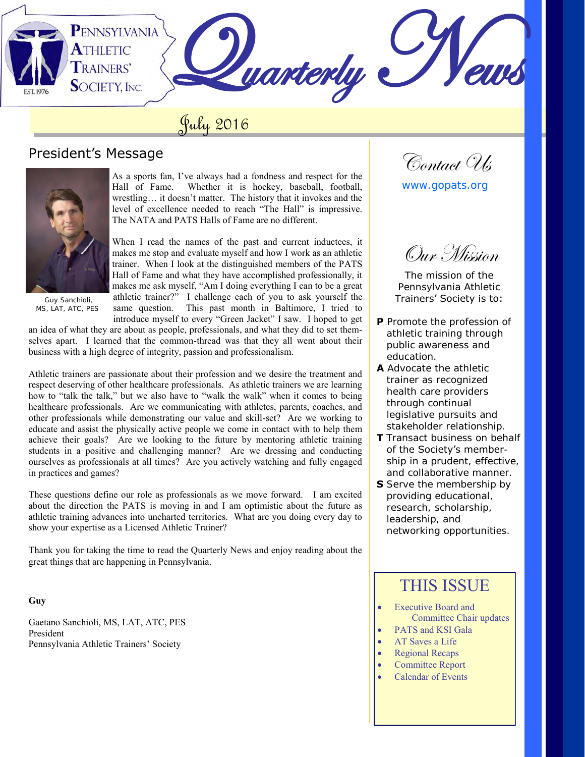# Pennsylvania Athletic Trainers' Society, Inc.

EST. 1976

# Quarterly News

## July 2016

## President's Message

Guy Sanchioli, MS, LAT, ATC, PES

As a sports fan, I've always had a fondness and respect for the Hall of Fame. Whether it is hockey, baseball, football, wrestling… it doesn't matter. The history that it invokes and the level of excellence needed to reach "The Hall" is impressive. The NATA and PATS Halls of Fame are no different.

When I read the names of the past and current inductees, it makes me stop and evaluate myself and how I work as an athletic trainer. When I look at the distinguished members of the PATS Hall of Fame and what they have accomplished professionally, it makes me ask myself, "Am I doing everything I can to be a great athletic trainer?" I challenge each of you to ask yourself the same question. This past month in Baltimore, I tried to introduce myself to every "Green Jacket" I saw. I hoped to get an idea of what they are about as people, professionals, and what they did to set themselves apart. I learned that the common-thread was that they all went about their business with a high degree of integrity, passion and professionalism.

Athletic trainers are passionate about their profession and we desire the treatment and respect deserving of other healthcare professionals. As athletic trainers we are learning how to "talk the talk," but we also have to "walk the walk" when it comes to being healthcare professionals. Are we communicating with athletes, parents, coaches, and other professionals while demonstrating our value and skill-set? Are we working to educate and assist the physically active people we come in contact with to help them achieve their goals? Are we looking to the future by mentoring athletic training students in a positive and challenging manner? Are we dressing and conducting ourselves as professionals at all times? Are you actively watching and fully engaged in practices and games?

These questions define our role as professionals as we move forward. I am excited about the direction the PATS is moving in and I am optimistic about the future as athletic training advances into uncharted territories. What are you doing every day to show your expertise as a Licensed Athletic Trainer?

Thank you for taking the time to read the Quarterly News and enjoy reading about the great things that are happening in Pennsylvania.

**Guy**

Gaetano Sanchioli, MS, LAT, ATC, PES
President
Pennsylvania Athletic Trainers' Society

## Contact Us

www.gopats.org

## Our Mission

The mission of the Pennsylvania Athletic Trainers' Society is to:

**P** Promote the profession of athletic training through public awareness and education.

**A** Advocate the athletic trainer as recognized health care providers through continual legislative pursuits and stakeholder relationship.

**T** Transact business on behalf of the Society's membership in a prudent, effective, and collaborative manner.

**S** Serve the membership by providing educational, research, scholarship, leadership, and networking opportunities.

## THIS ISSUE

- Executive Board and Committee Chair updates
- PATS and KSI Gala
- AT Saves a Life
- Regional Recaps
- Committee Report
- Calendar of Events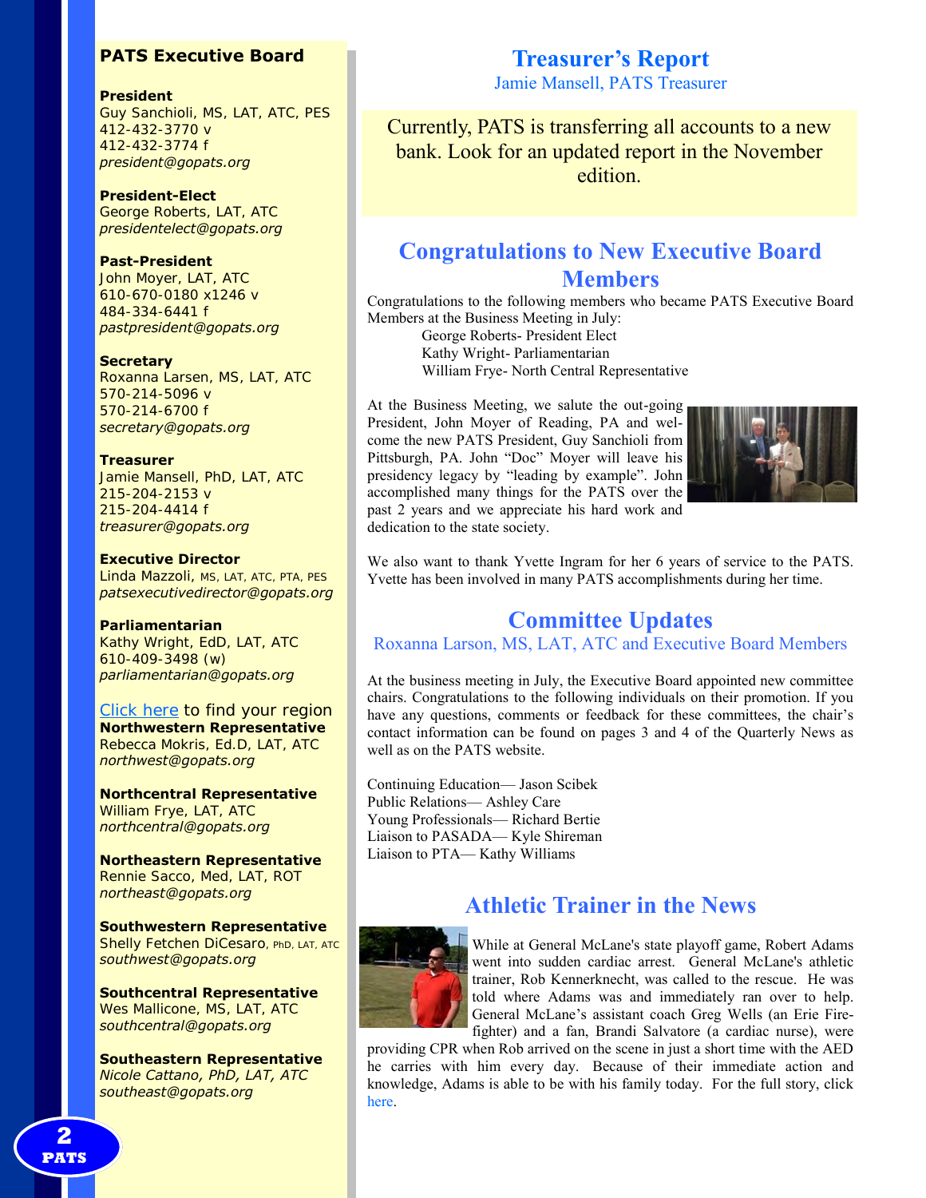## PATS Executive Board

**President**
Guy Sanchioli, MS, LAT, ATC, PES
412-432-3770 v
412-432-3774 f
*president@gopats.org*

**President-Elect**
George Roberts, LAT, ATC
*presidentelect@gopats.org*

**Past-President**
John Moyer, LAT, ATC
610-670-0180 x1246 v
484-334-6441 f
*pastpresident@gopats.org*

**Secretary**
Roxanna Larsen, MS, LAT, ATC
570-214-5096 v
570-214-6700 f
*secretary@gopats.org*

**Treasurer**
Jamie Mansell, PhD, LAT, ATC
215-204-2153 v
215-204-4414 f
*treasurer@gopats.org*

**Executive Director**
Linda Mazzoli, MS, LAT, ATC, PTA, PES
*patsexecutivedirector@gopats.org*

**Parliamentarian**
Kathy Wright, EdD, LAT, ATC
610-409-3498 (w)
*parliamentarian@gopats.org*

Click here to find your region

**Northwestern Representative**
Rebecca Mokris, Ed.D, LAT, ATC
*northwest@gopats.org*

**Northcentral Representative**
William Frye, LAT, ATC
*northcentral@gopats.org*

**Northeastern Representative**
Rennie Sacco, Med, LAT, ROT
*northeast@gopats.org*

**Southwestern Representative**
Shelly Fetchen DiCesaro, PhD, LAT, ATC
*southwest@gopats.org*

**Southcentral Representative**
Wes Mallicone, MS, LAT, ATC
*southcentral@gopats.org*

**Southeastern Representative**
*Nicole Cattano, PhD, LAT, ATC*
*southeast@gopats.org*

## Treasurer's Report

Jamie Mansell, PATS Treasurer

Currently, PATS is transferring all accounts to a new bank. Look for an updated report in the November edition.

## Congratulations to New Executive Board Members

Congratulations to the following members who became PATS Executive Board Members at the Business Meeting in July:

- George Roberts- President Elect
- Kathy Wright- Parliamentarian
- William Frye- North Central Representative

At the Business Meeting, we salute the out-going President, John Moyer of Reading, PA and welcome the new PATS President, Guy Sanchioli from Pittsburgh, PA. John "Doc" Moyer will leave his presidency legacy by "leading by example". John accomplished many things for the PATS over the past 2 years and we appreciate his hard work and dedication to the state society.

We also want to thank Yvette Ingram for her 6 years of service to the PATS. Yvette has been involved in many PATS accomplishments during her time.

## Committee Updates

Roxanna Larson, MS, LAT, ATC and Executive Board Members

At the business meeting in July, the Executive Board appointed new committee chairs. Congratulations to the following individuals on their promotion. If you have any questions, comments or feedback for these committees, the chair's contact information can be found on pages 3 and 4 of the Quarterly News as well as on the PATS website.

Continuing Education— Jason Scibek
Public Relations— Ashley Care
Young Professionals— Richard Bertie
Liaison to PASADA— Kyle Shireman
Liaison to PTA— Kathy Williams

## Athletic Trainer in the News

While at General McLane's state playoff game, Robert Adams went into sudden cardiac arrest. General McLane's athletic trainer, Rob Kennerknecht, was called to the rescue. He was told where Adams was and immediately ran over to help. General McLane's assistant coach Greg Wells (an Erie Firefighter) and a fan, Brandi Salvatore (a cardiac nurse), were providing CPR when Rob arrived on the scene in just a short time with the AED he carries with him every day. Because of their immediate action and knowledge, Adams is able to be with his family today. For the full story, click here.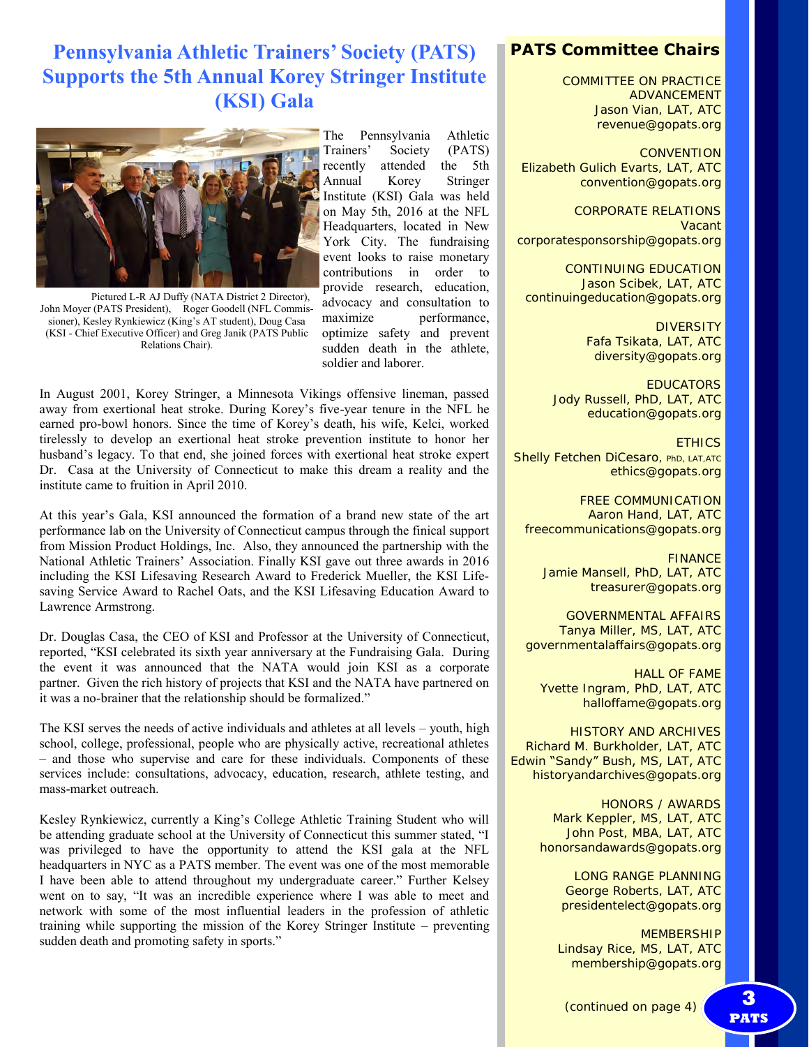# Pennsylvania Athletic Trainers' Society (PATS) Supports the 5th Annual Korey Stringer Institute (KSI) Gala

Pictured L-R AJ Duffy (NATA District 2 Director), John Moyer (PATS President), Roger Goodell (NFL Commissioner), Kesley Rynkiewicz (King's AT student), Doug Casa (KSI - Chief Executive Officer) and Greg Janik (PATS Public Relations Chair).

The Pennsylvania Athletic Trainers' Society (PATS) recently attended the 5th Annual Korey Stringer Institute (KSI) Gala was held on May 5th, 2016 at the NFL Headquarters, located in New York City. The fundraising event looks to raise monetary contributions in order to provide research, education, advocacy and consultation to maximize performance, optimize safety and prevent sudden death in the athlete, soldier and laborer.

In August 2001, Korey Stringer, a Minnesota Vikings offensive lineman, passed away from exertional heat stroke. During Korey's five-year tenure in the NFL he earned pro-bowl honors. Since the time of Korey's death, his wife, Kelci, worked tirelessly to develop an exertional heat stroke prevention institute to honor her husband's legacy. To that end, she joined forces with exertional heat stroke expert Dr. Casa at the University of Connecticut to make this dream a reality and the institute came to fruition in April 2010.

At this year's Gala, KSI announced the formation of a brand new state of the art performance lab on the University of Connecticut campus through the finical support from Mission Product Holdings, Inc. Also, they announced the partnership with the National Athletic Trainers' Association. Finally KSI gave out three awards in 2016 including the KSI Lifesaving Research Award to Frederick Mueller, the KSI Lifesaving Service Award to Rachel Oats, and the KSI Lifesaving Education Award to Lawrence Armstrong.

Dr. Douglas Casa, the CEO of KSI and Professor at the University of Connecticut, reported, "KSI celebrated its sixth year anniversary at the Fundraising Gala. During the event it was announced that the NATA would join KSI as a corporate partner. Given the rich history of projects that KSI and the NATA have partnered on it was a no-brainer that the relationship should be formalized."

The KSI serves the needs of active individuals and athletes at all levels – youth, high school, college, professional, people who are physically active, recreational athletes – and those who supervise and care for these individuals. Components of these services include: consultations, advocacy, education, research, athlete testing, and mass-market outreach.

Kesley Rynkiewicz, currently a King's College Athletic Training Student who will be attending graduate school at the University of Connecticut this summer stated, "I was privileged to have the opportunity to attend the KSI gala at the NFL headquarters in NYC as a PATS member. The event was one of the most memorable I have been able to attend throughout my undergraduate career." Further Kelsey went on to say, "It was an incredible experience where I was able to meet and network with some of the most influential leaders in the profession of athletic training while supporting the mission of the Korey Stringer Institute – preventing sudden death and promoting safety in sports."

## PATS Committee Chairs

COMMITTEE ON PRACTICE ADVANCEMENT
Jason Vian, LAT, ATC
revenue@gopats.org

CONVENTION
Elizabeth Gulich Evarts, LAT, ATC
convention@gopats.org

CORPORATE RELATIONS
Vacant
corporatesponsorship@gopats.org

CONTINUING EDUCATION
Jason Scibek, LAT, ATC
continuingeducation@gopats.org

DIVERSITY
Fafa Tsikata, LAT, ATC
diversity@gopats.org

EDUCATORS
Jody Russell, PhD, LAT, ATC
education@gopats.org

ETHICS
Shelly Fetchen DiCesaro, PhD, LAT,ATC
ethics@gopats.org

FREE COMMUNICATION
Aaron Hand, LAT, ATC
freecommunications@gopats.org

FINANCE
Jamie Mansell, PhD, LAT, ATC
treasurer@gopats.org

GOVERNMENTAL AFFAIRS
Tanya Miller, MS, LAT, ATC
governmentalaffairs@gopats.org

HALL OF FAME
Yvette Ingram, PhD, LAT, ATC
halloffame@gopats.org

HISTORY AND ARCHIVES
Richard M. Burkholder, LAT, ATC
Edwin "Sandy" Bush, MS, LAT, ATC
historyandarchives@gopats.org

HONORS / AWARDS
Mark Keppler, MS, LAT, ATC
John Post, MBA, LAT, ATC
honorsandawards@gopats.org

LONG RANGE PLANNING
George Roberts, LAT, ATC
presidentelect@gopats.org

MEMBERSHIP
Lindsay Rice, MS, LAT, ATC
membership@gopats.org

(continued on page 4)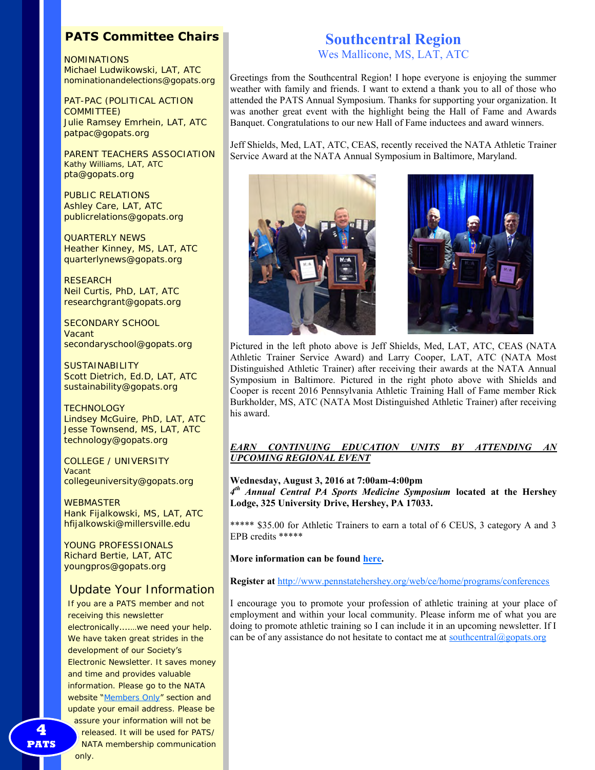## PATS Committee Chairs

NOMINATIONS
Michael Ludwikowski, LAT, ATC
nominationandelections@gopats.org

PAT-PAC (POLITICAL ACTION COMMITTEE)
Julie Ramsey Emrhein, LAT, ATC
patpac@gopats.org

PARENT TEACHERS ASSOCIATION
Kathy Williams, LAT, ATC
pta@gopats.org

PUBLIC RELATIONS
Ashley Care, LAT, ATC
publicrelations@gopats.org

QUARTERLY NEWS
Heather Kinney, MS, LAT, ATC
quarterlynews@gopats.org

RESEARCH
Neil Curtis, PhD, LAT, ATC
researchgrant@gopats.org

SECONDARY SCHOOL
Vacant
secondaryschool@gopats.org

SUSTAINABILITY
Scott Dietrich, Ed.D, LAT, ATC
sustainability@gopats.org

TECHNOLOGY
Lindsey McGuire, PhD, LAT, ATC
Jesse Townsend, MS, LAT, ATC
technology@gopats.org

COLLEGE / UNIVERSITY
Vacant
collegeuniversity@gopats.org

WEBMASTER
Hank Fijalkowski, MS, LAT, ATC
hfijalkowski@millersville.edu

YOUNG PROFESSIONALS
Richard Bertie, LAT, ATC
youngpros@gopats.org

### Update Your Information

If you are a PATS member and not receiving this newsletter electronically…….we need your help. We have taken great strides in the development of our Society's Electronic Newsletter. It saves money and time and provides valuable information. Please go to the NATA website "Members Only" section and update your email address. Please be assure your information will not be released. It will be used for PATS/ NATA membership communication only.

## Southcentral Region

Wes Mallicone, MS, LAT, ATC

Greetings from the Southcentral Region! I hope everyone is enjoying the summer weather with family and friends. I want to extend a thank you to all of those who attended the PATS Annual Symposium. Thanks for supporting your organization. It was another great event with the highlight being the Hall of Fame and Awards Banquet. Congratulations to our new Hall of Fame inductees and award winners.

Jeff Shields, Med, LAT, ATC, CEAS, recently received the NATA Athletic Trainer Service Award at the NATA Annual Symposium in Baltimore, Maryland.

Pictured in the left photo above is Jeff Shields, Med, LAT, ATC, CEAS (NATA Athletic Trainer Service Award) and Larry Cooper, LAT, ATC (NATA Most Distinguished Athletic Trainer) after receiving their awards at the NATA Annual Symposium in Baltimore. Pictured in the right photo above with Shields and Cooper is recent 2016 Pennsylvania Athletic Training Hall of Fame member Rick Burkholder, MS, ATC (NATA Most Distinguished Athletic Trainer) after receiving his award.

***EARN CONTINUING EDUCATION UNITS BY ATTENDING AN UPCOMING REGIONAL EVENT***

**Wednesday, August 3, 2016 at 7:00am-4:00pm**
***4th Annual Central PA Sports Medicine Symposium* located at the Hershey Lodge, 325 University Drive, Hershey, PA 17033.**

***** $35.00 for Athletic Trainers to earn a total of 6 CEUS, 3 category A and 3 EPB credits *****

**More information can be found here.**

**Register at** http://www.pennstatehershey.org/web/ce/home/programs/conferences

I encourage you to promote your profession of athletic training at your place of employment and within your local community. Please inform me of what you are doing to promote athletic training so I can include it in an upcoming newsletter. If I can be of any assistance do not hesitate to contact me at southcentral@gopats.org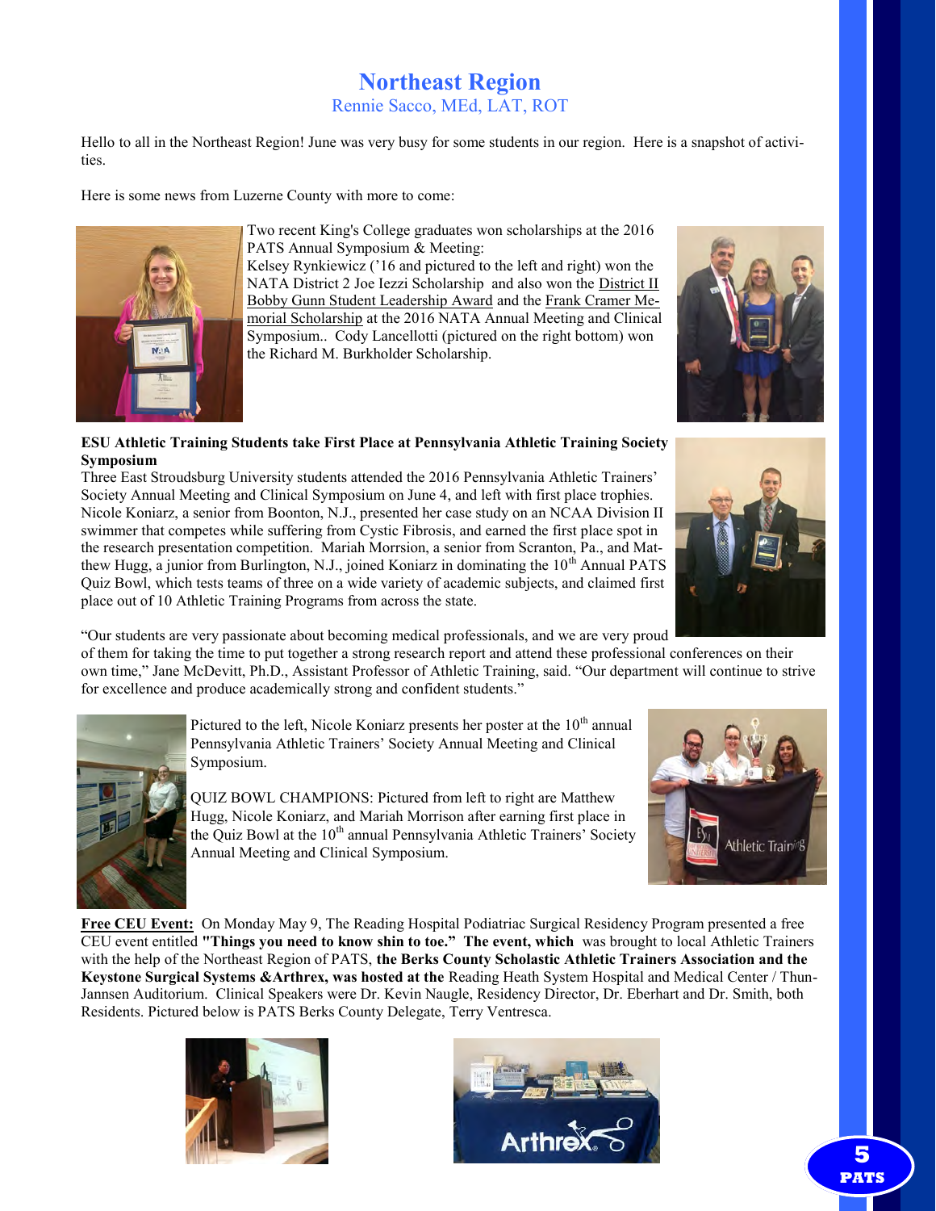## Northeast Region

Rennie Sacco, MEd, LAT, ROT

Hello to all in the Northeast Region! June was very busy for some students in our region. Here is a snapshot of activities.

Here is some news from Luzerne County with more to come:

Two recent King's College graduates won scholarships at the 2016 PATS Annual Symposium & Meeting:
Kelsey Rynkiewicz ('16 and pictured to the left and right) won the NATA District 2 Joe Iezzi Scholarship and also won the District II Bobby Gunn Student Leadership Award and the Frank Cramer Memorial Scholarship at the 2016 NATA Annual Meeting and Clinical Symposium.. Cody Lancellotti (pictured on the right bottom) won the Richard M. Burkholder Scholarship.

**ESU Athletic Training Students take First Place at Pennsylvania Athletic Training Society Symposium**

Three East Stroudsburg University students attended the 2016 Pennsylvania Athletic Trainers' Society Annual Meeting and Clinical Symposium on June 4, and left with first place trophies. Nicole Koniarz, a senior from Boonton, N.J., presented her case study on an NCAA Division II swimmer that competes while suffering from Cystic Fibrosis, and earned the first place spot in the research presentation competition. Mariah Morrsion, a senior from Scranton, Pa., and Matthew Hugg, a junior from Burlington, N.J., joined Koniarz in dominating the 10th Annual PATS Quiz Bowl, which tests teams of three on a wide variety of academic subjects, and claimed first place out of 10 Athletic Training Programs from across the state.

"Our students are very passionate about becoming medical professionals, and we are very proud of them for taking the time to put together a strong research report and attend these professional conferences on their own time," Jane McDevitt, Ph.D., Assistant Professor of Athletic Training, said. "Our department will continue to strive for excellence and produce academically strong and confident students."

Pictured to the left, Nicole Koniarz presents her poster at the 10th annual Pennsylvania Athletic Trainers' Society Annual Meeting and Clinical Symposium.

QUIZ BOWL CHAMPIONS: Pictured from left to right are Matthew Hugg, Nicole Koniarz, and Mariah Morrison after earning first place in the Quiz Bowl at the 10th annual Pennsylvania Athletic Trainers' Society Annual Meeting and Clinical Symposium.

**Free CEU Event:** On Monday May 9, The Reading Hospital Podiatriac Surgical Residency Program presented a free CEU event entitled **"Things you need to know shin to toe." The event, which** was brought to local Athletic Trainers with the help of the Northeast Region of PATS, **the Berks County Scholastic Athletic Trainers Association and the Keystone Surgical Systems &Arthrex, was hosted at the** Reading Heath System Hospital and Medical Center / Thun-Jannsen Auditorium. Clinical Speakers were Dr. Kevin Naugle, Residency Director, Dr. Eberhart and Dr. Smith, both Residents. Pictured below is PATS Berks County Delegate, Terry Ventresca.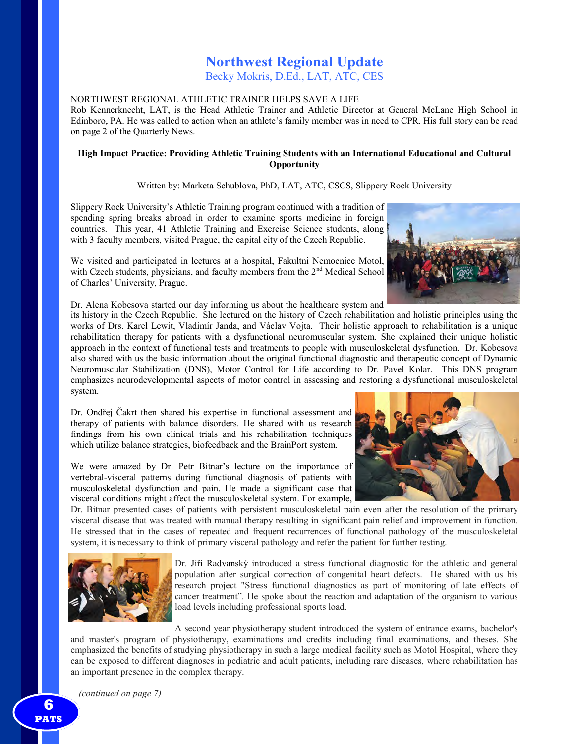# Northwest Regional Update

Becky Mokris, D.Ed., LAT, ATC, CES

NORTHWEST REGIONAL ATHLETIC TRAINER HELPS SAVE A LIFE

Rob Kennerknecht, LAT, is the Head Athletic Trainer and Athletic Director at General McLane High School in Edinboro, PA. He was called to action when an athlete's family member was in need to CPR. His full story can be read on page 2 of the Quarterly News.

**High Impact Practice: Providing Athletic Training Students with an International Educational and Cultural Opportunity**

Written by: Marketa Schublova, PhD, LAT, ATC, CSCS, Slippery Rock University

Slippery Rock University's Athletic Training program continued with a tradition of spending spring breaks abroad in order to examine sports medicine in foreign countries. This year, 41 Athletic Training and Exercise Science students, along with 3 faculty members, visited Prague, the capital city of the Czech Republic.

We visited and participated in lectures at a hospital, Fakultni Nemocnice Motol, with Czech students, physicians, and faculty members from the 2nd Medical School of Charles' University, Prague.

Dr. Alena Kobesova started our day informing us about the healthcare system and its history in the Czech Republic. She lectured on the history of Czech rehabilitation and holistic principles using the works of Drs. Karel Lewit, Vladimír Janda, and Václav Vojta. Their holistic approach to rehabilitation is a unique rehabilitation therapy for patients with a dysfunctional neuromuscular system. She explained their unique holistic approach in the context of functional tests and treatments to people with musculoskeletal dysfunction. Dr. Kobesova also shared with us the basic information about the original functional diagnostic and therapeutic concept of Dynamic Neuromuscular Stabilization (DNS), Motor Control for Life according to Dr. Pavel Kolar. This DNS program emphasizes neurodevelopmental aspects of motor control in assessing and restoring a dysfunctional musculoskeletal system.

Dr. Ondřej Čakrt then shared his expertise in functional assessment and therapy of patients with balance disorders. He shared with us research findings from his own clinical trials and his rehabilitation techniques which utilize balance strategies, biofeedback and the BrainPort system.

We were amazed by Dr. Petr Bitnar's lecture on the importance of vertebral-visceral patterns during functional diagnosis of patients with musculoskeletal dysfunction and pain. He made a significant case that visceral conditions might affect the musculoskeletal system. For example, Dr. Bitnar presented cases of patients with persistent musculoskeletal pain even after the resolution of the primary visceral disease that was treated with manual therapy resulting in significant pain relief and improvement in function. He stressed that in the cases of repeated and frequent recurrences of functional pathology of the musculoskeletal system, it is necessary to think of primary visceral pathology and refer the patient for further testing.

Dr. Jiří Radvanský introduced a stress functional diagnostic for the athletic and general population after surgical correction of congenital heart defects. He shared with us his research project "Stress functional diagnostics as part of monitoring of late effects of cancer treatment". He spoke about the reaction and adaptation of the organism to various load levels including professional sports load.

A second year physiotherapy student introduced the system of entrance exams, bachelor's and master's program of physiotherapy, examinations and credits including final examinations, and theses. She emphasized the benefits of studying physiotherapy in such a large medical facility such as Motol Hospital, where they can be exposed to different diagnoses in pediatric and adult patients, including rare diseases, where rehabilitation has an important presence in the complex therapy.

*(continued on page 7)*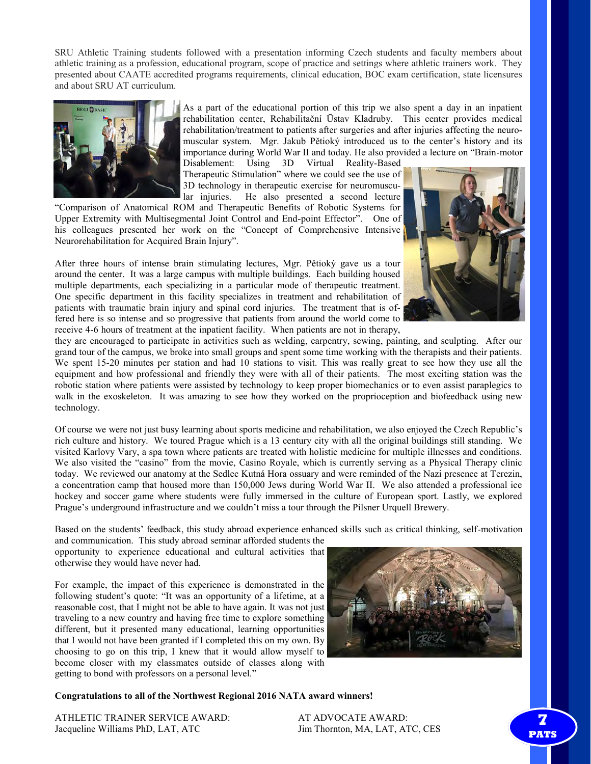SRU Athletic Training students followed with a presentation informing Czech students and faculty members about athletic training as a profession, educational program, scope of practice and settings where athletic trainers work. They presented about CAATE accredited programs requirements, clinical education, BOC exam certification, state licensures and about SRU AT curriculum.

As a part of the educational portion of this trip we also spent a day in an inpatient rehabilitation center, Rehabilitační Ūstav Kladruby. This center provides medical rehabilitation/treatment to patients after surgeries and after injuries affecting the neuromuscular system. Mgr. Jakub Pětioký introduced us to the center's history and its importance during World War II and today. He also provided a lecture on "Brain-motor Disablement: Using 3D Virtual Reality-Based Therapeutic Stimulation" where we could see the use of 3D technology in therapeutic exercise for neuromuscular injuries. He also presented a second lecture "Comparison of Anatomical ROM and Therapeutic Benefits of Robotic Systems for Upper Extremity with Multisegmental Joint Control and End-point Effector". One of his colleagues presented her work on the "Concept of Comprehensive Intensive Neurorehabilitation for Acquired Brain Injury".

After three hours of intense brain stimulating lectures, Mgr. Pětioký gave us a tour around the center. It was a large campus with multiple buildings. Each building housed multiple departments, each specializing in a particular mode of therapeutic treatment. One specific department in this facility specializes in treatment and rehabilitation of patients with traumatic brain injury and spinal cord injuries. The treatment that is offered here is so intense and so progressive that patients from around the world come to receive 4-6 hours of treatment at the inpatient facility. When patients are not in therapy, they are encouraged to participate in activities such as welding, carpentry, sewing, painting, and sculpting. After our grand tour of the campus, we broke into small groups and spent some time working with the therapists and their patients. We spent 15-20 minutes per station and had 10 stations to visit. This was really great to see how they use all the equipment and how professional and friendly they were with all of their patients. The most exciting station was the robotic station where patients were assisted by technology to keep proper biomechanics or to even assist paraplegics to walk in the exoskeleton. It was amazing to see how they worked on the proprioception and biofeedback using new technology.

Of course we were not just busy learning about sports medicine and rehabilitation, we also enjoyed the Czech Republic's rich culture and history. We toured Prague which is a 13 century city with all the original buildings still standing. We visited Karlovy Vary, a spa town where patients are treated with holistic medicine for multiple illnesses and conditions. We also visited the "casino" from the movie, Casino Royale, which is currently serving as a Physical Therapy clinic today. We reviewed our anatomy at the Sedlec Kutná Hora ossuary and were reminded of the Nazi presence at Terezin, a concentration camp that housed more than 150,000 Jews during World War II. We also attended a professional ice hockey and soccer game where students were fully immersed in the culture of European sport. Lastly, we explored Prague's underground infrastructure and we couldn't miss a tour through the Pilsner Urquell Brewery.

Based on the students' feedback, this study abroad experience enhanced skills such as critical thinking, self-motivation and communication. This study abroad seminar afforded students the opportunity to experience educational and cultural activities that otherwise they would have never had.

For example, the impact of this experience is demonstrated in the following student's quote: "It was an opportunity of a lifetime, at a reasonable cost, that I might not be able to have again. It was not just traveling to a new country and having free time to explore something different, but it presented many educational, learning opportunities that I would not have been granted if I completed this on my own. By choosing to go on this trip, I knew that it would allow myself to become closer with my classmates outside of classes along with getting to bond with professors on a personal level."

**Congratulations to all of the Northwest Regional 2016 NATA award winners!**

ATHLETIC TRAINER SERVICE AWARD:
Jacqueline Williams PhD, LAT, ATC

AT ADVOCATE AWARD:
Jim Thornton, MA, LAT, ATC, CES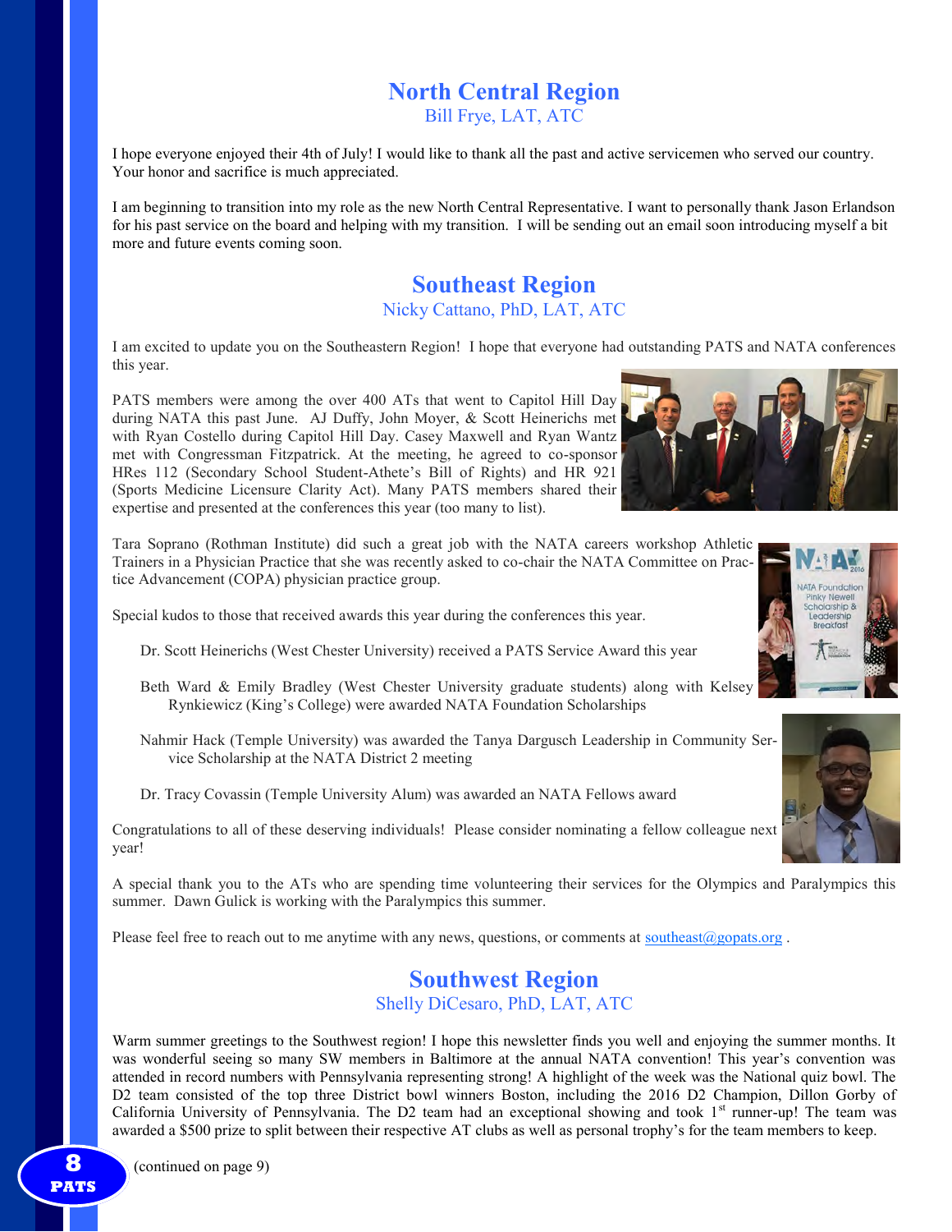## North Central Region

Bill Frye, LAT, ATC

I hope everyone enjoyed their 4th of July! I would like to thank all the past and active servicemen who served our country. Your honor and sacrifice is much appreciated.

I am beginning to transition into my role as the new North Central Representative. I want to personally thank Jason Erlandson for his past service on the board and helping with my transition. I will be sending out an email soon introducing myself a bit more and future events coming soon.

## Southeast Region

Nicky Cattano, PhD, LAT, ATC

I am excited to update you on the Southeastern Region! I hope that everyone had outstanding PATS and NATA conferences this year.

PATS members were among the over 400 ATs that went to Capitol Hill Day during NATA this past June. AJ Duffy, John Moyer, & Scott Heinerichs met with Ryan Costello during Capitol Hill Day. Casey Maxwell and Ryan Wantz met with Congressman Fitzpatrick. At the meeting, he agreed to co-sponsor HRes 112 (Secondary School Student-Athete's Bill of Rights) and HR 921 (Sports Medicine Licensure Clarity Act). Many PATS members shared their expertise and presented at the conferences this year (too many to list).

Tara Soprano (Rothman Institute) did such a great job with the NATA careers workshop Athletic Trainers in a Physician Practice that she was recently asked to co-chair the NATA Committee on Practice Advancement (COPA) physician practice group.

Special kudos to those that received awards this year during the conferences this year.

- Dr. Scott Heinerichs (West Chester University) received a PATS Service Award this year
- Beth Ward & Emily Bradley (West Chester University graduate students) along with Kelsey Rynkiewicz (King's College) were awarded NATA Foundation Scholarships
- Nahmir Hack (Temple University) was awarded the Tanya Dargusch Leadership in Community Service Scholarship at the NATA District 2 meeting
- Dr. Tracy Covassin (Temple University Alum) was awarded an NATA Fellows award

Congratulations to all of these deserving individuals! Please consider nominating a fellow colleague next year!

A special thank you to the ATs who are spending time volunteering their services for the Olympics and Paralympics this summer. Dawn Gulick is working with the Paralympics this summer.

Please feel free to reach out to me anytime with any news, questions, or comments at southeast@gopats.org .

## Southwest Region

Shelly DiCesaro, PhD, LAT, ATC

Warm summer greetings to the Southwest region! I hope this newsletter finds you well and enjoying the summer months. It was wonderful seeing so many SW members in Baltimore at the annual NATA convention! This year's convention was attended in record numbers with Pennsylvania representing strong! A highlight of the week was the National quiz bowl. The D2 team consisted of the top three District bowl winners Boston, including the 2016 D2 Champion, Dillon Gorby of California University of Pennsylvania. The D2 team had an exceptional showing and took 1st runner-up! The team was awarded a $500 prize to split between their respective AT clubs as well as personal trophy's for the team members to keep.

(continued on page 9)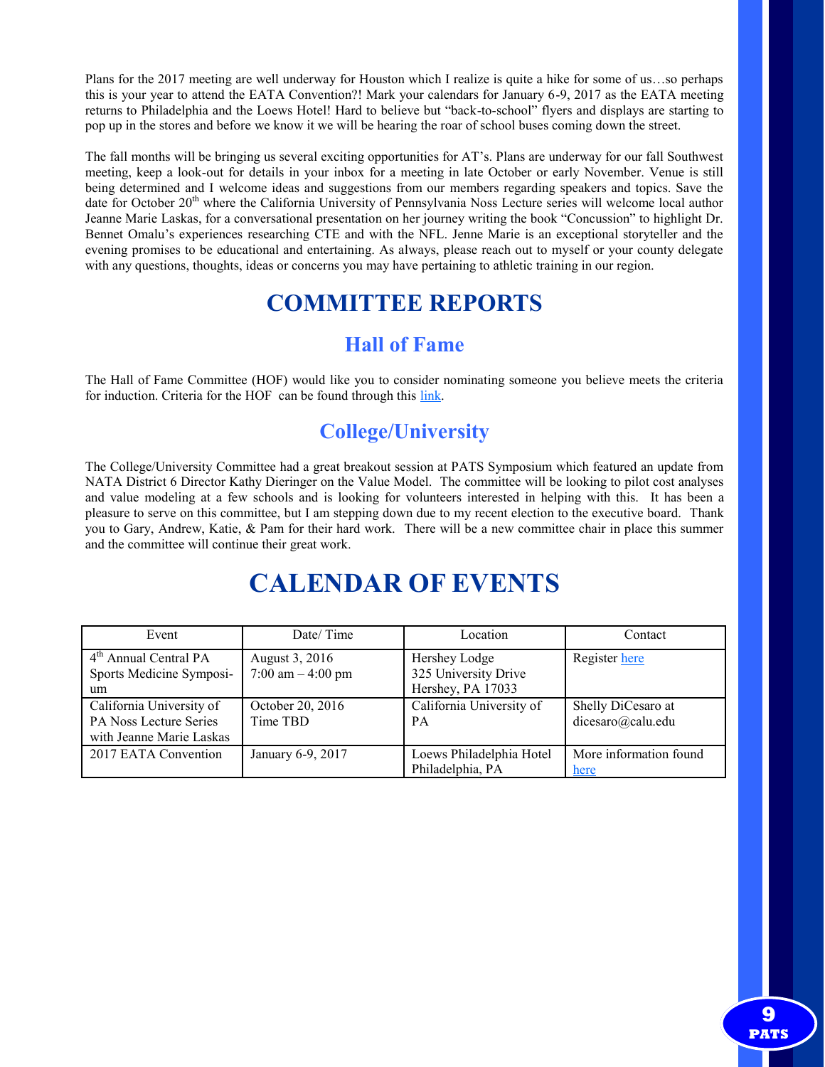Plans for the 2017 meeting are well underway for Houston which I realize is quite a hike for some of us…so perhaps this is your year to attend the EATA Convention?! Mark your calendars for January 6-9, 2017 as the EATA meeting returns to Philadelphia and the Loews Hotel! Hard to believe but "back-to-school" flyers and displays are starting to pop up in the stores and before we know it we will be hearing the roar of school buses coming down the street.

The fall months will be bringing us several exciting opportunities for AT's. Plans are underway for our fall Southwest meeting, keep a look-out for details in your inbox for a meeting in late October or early November. Venue is still being determined and I welcome ideas and suggestions from our members regarding speakers and topics. Save the date for October 20th where the California University of Pennsylvania Noss Lecture series will welcome local author Jeanne Marie Laskas, for a conversational presentation on her journey writing the book "Concussion" to highlight Dr. Bennet Omalu's experiences researching CTE and with the NFL. Jenne Marie is an exceptional storyteller and the evening promises to be educational and entertaining. As always, please reach out to myself or your county delegate with any questions, thoughts, ideas or concerns you may have pertaining to athletic training in our region.

# COMMITTEE REPORTS

## Hall of Fame

The Hall of Fame Committee (HOF) would like you to consider nominating someone you believe meets the criteria for induction. Criteria for the HOF can be found through this link.

## College/University

The College/University Committee had a great breakout session at PATS Symposium which featured an update from NATA District 6 Director Kathy Dieringer on the Value Model. The committee will be looking to pilot cost analyses and value modeling at a few schools and is looking for volunteers interested in helping with this. It has been a pleasure to serve on this committee, but I am stepping down due to my recent election to the executive board. Thank you to Gary, Andrew, Katie, & Pam for their hard work. There will be a new committee chair in place this summer and the committee will continue their great work.

# CALENDAR OF EVENTS

| Event | Date/ Time | Location | Contact |
|---|---|---|---|
| 4th Annual Central PA Sports Medicine Symposium | August 3, 2016<br>7:00 am – 4:00 pm | Hershey Lodge<br>325 University Drive<br>Hershey, PA 17033 | Register here |
| California University of PA Noss Lecture Series with Jeanne Marie Laskas | October 20, 2016<br>Time TBD | California University of PA | Shelly DiCesaro at dicesaro@calu.edu |
| 2017 EATA Convention | January 6-9, 2017 | Loews Philadelphia Hotel<br>Philadelphia, PA | More information found here |